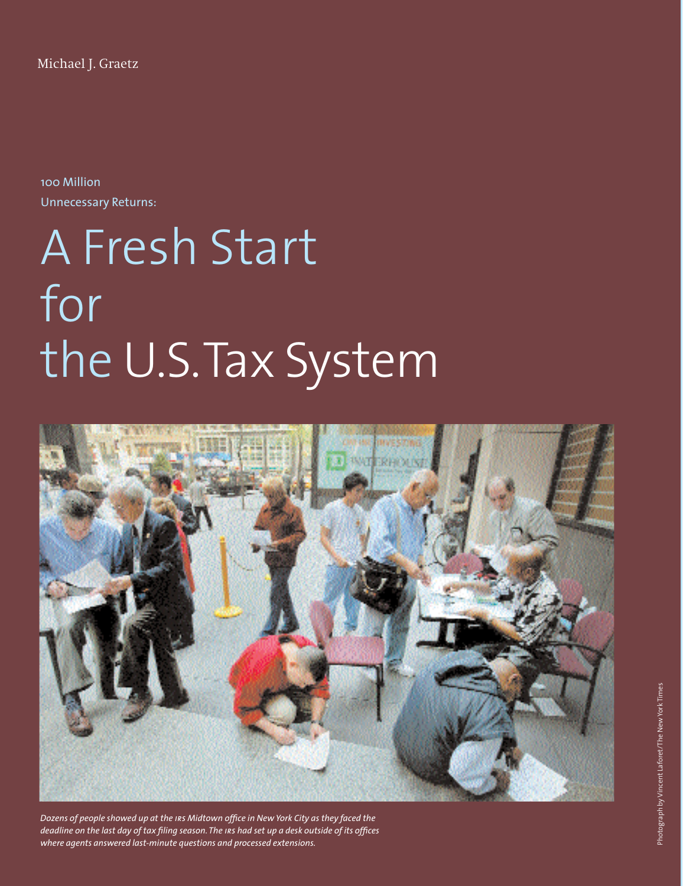Michael J. Graetz

100 Million
Unnecessary Returns:

# A Fresh Start for the U.S. Tax System

*Dozens of people showed up at the IRS Midtown office in New York City as they faced the deadline on the last day of tax filing season. The IRS had set up a desk outside of its offices where agents answered last-minute questions and processed extensions.*

Photograph by Vincent Laforet/The New York Times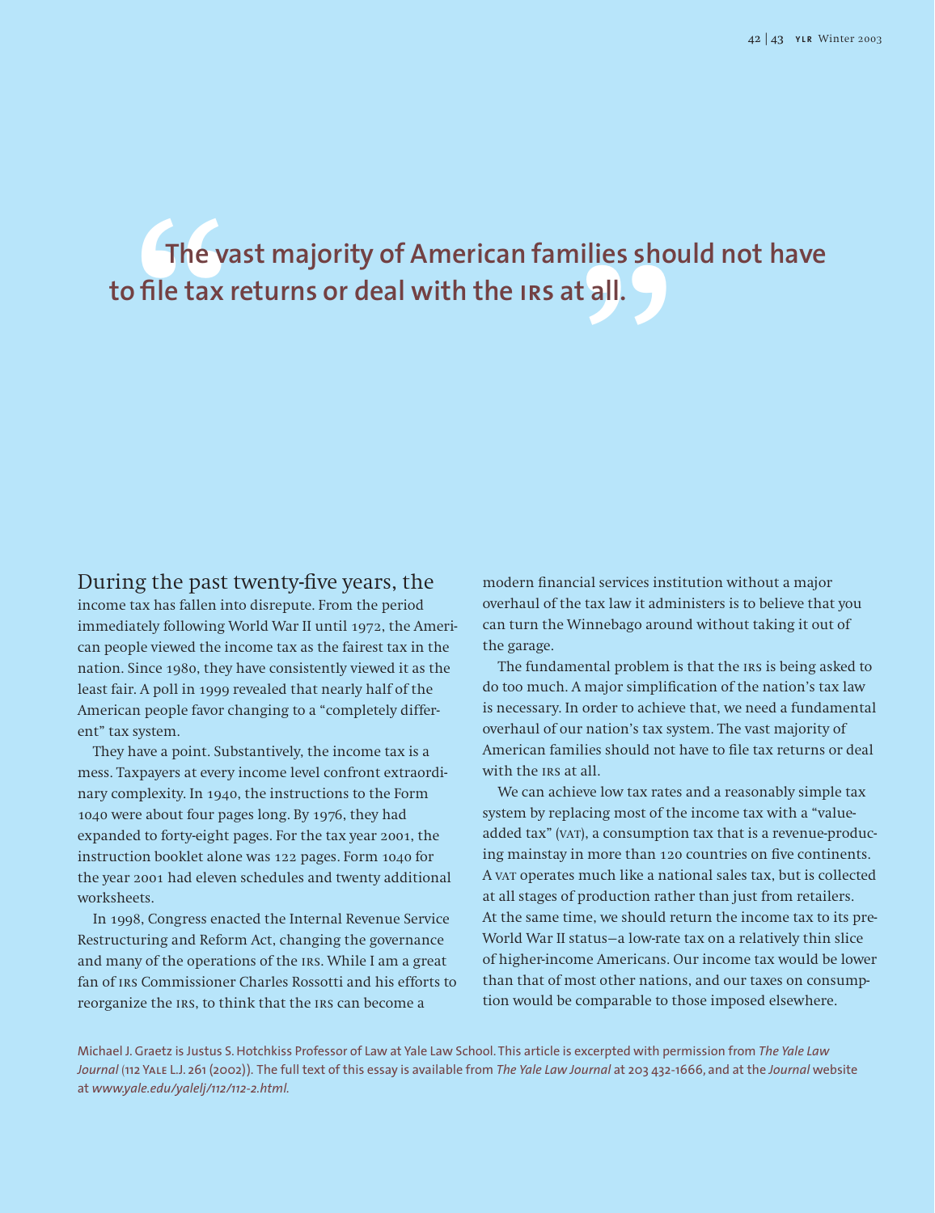> "The vast majority of American families should not have to file tax returns or deal with the IRS at all."

During the past twenty-five years, the income tax has fallen into disrepute. From the period immediately following World War II until 1972, the American people viewed the income tax as the fairest tax in the nation. Since 1980, they have consistently viewed it as the least fair. A poll in 1999 revealed that nearly half of the American people favor changing to a "completely different" tax system.

They have a point. Substantively, the income tax is a mess. Taxpayers at every income level confront extraordinary complexity. In 1940, the instructions to the Form 1040 were about four pages long. By 1976, they had expanded to forty-eight pages. For the tax year 2001, the instruction booklet alone was 122 pages. Form 1040 for the year 2001 had eleven schedules and twenty additional worksheets.

In 1998, Congress enacted the Internal Revenue Service Restructuring and Reform Act, changing the governance and many of the operations of the IRS. While I am a great fan of IRS Commissioner Charles Rossotti and his efforts to reorganize the IRS, to think that the IRS can become a modern financial services institution without a major overhaul of the tax law it administers is to believe that you can turn the Winnebago around without taking it out of the garage.

The fundamental problem is that the IRS is being asked to do too much. A major simplification of the nation's tax law is necessary. In order to achieve that, we need a fundamental overhaul of our nation's tax system. The vast majority of American families should not have to file tax returns or deal with the IRS at all.

We can achieve low tax rates and a reasonably simple tax system by replacing most of the income tax with a "value-added tax" (VAT), a consumption tax that is a revenue-producing mainstay in more than 120 countries on five continents. A VAT operates much like a national sales tax, but is collected at all stages of production rather than just from retailers. At the same time, we should return the income tax to its pre-World War II status—a low-rate tax on a relatively thin slice of higher-income Americans. Our income tax would be lower than that of most other nations, and our taxes on consumption would be comparable to those imposed elsewhere.

Michael J. Graetz is Justus S. Hotchkiss Professor of Law at Yale Law School. This article is excerpted with permission from *The Yale Law Journal* (112 Yale L.J. 261 (2002)). The full text of this essay is available from *The Yale Law Journal* at 203 432-1666, and at the *Journal* website at *www.yale.edu/yalelj/112/112-2.html*.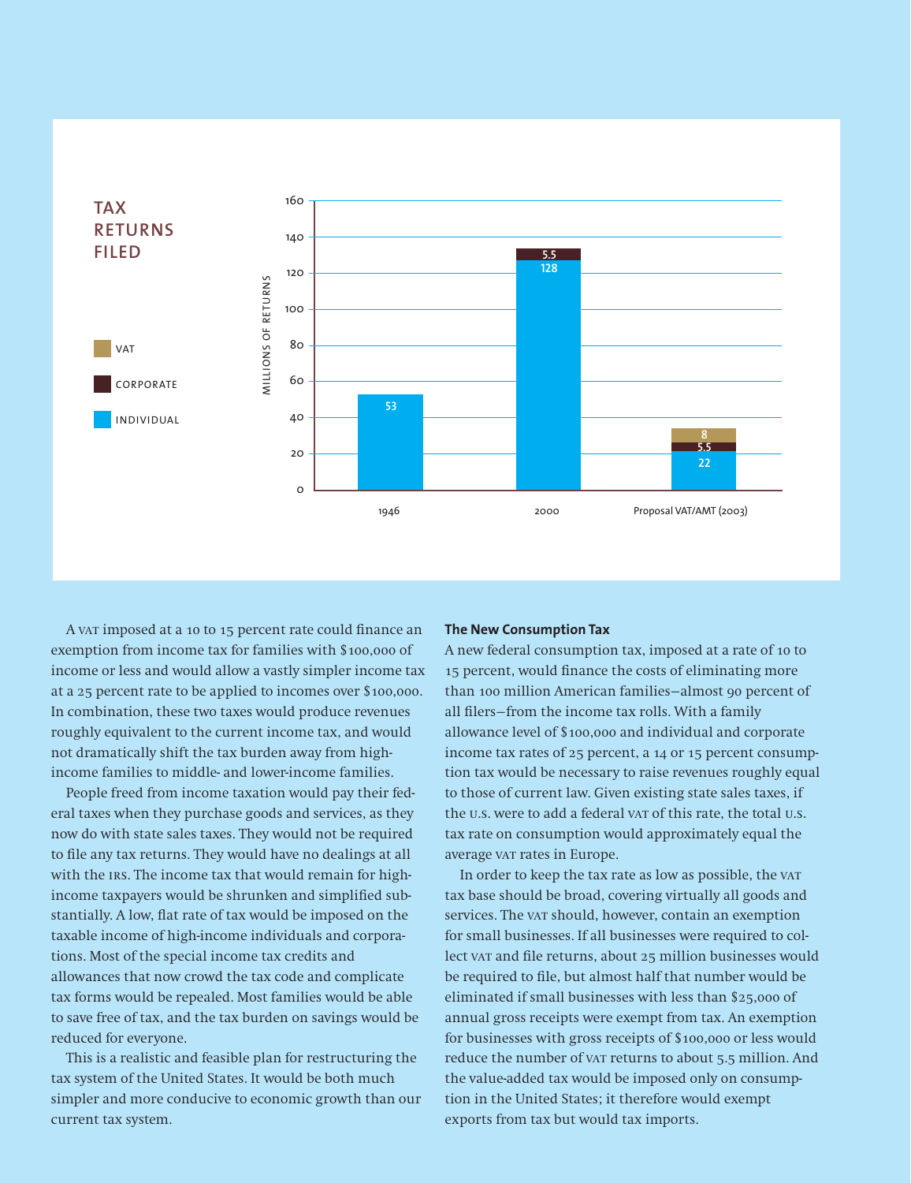## TAX RETURNS FILED

Millions of returns

| | 1946 | 2000 | Proposal VAT/AMT (2003) |
|---|---|---|---|
| VAT | | | 8 |
| Corporate | | 5.5 | 5.5 |
| Individual | 53 | 128 | 22 |

A VAT imposed at a 10 to 15 percent rate could finance an exemption from income tax for families with $100,000 of income or less and would allow a vastly simpler income tax at a 25 percent rate to be applied to incomes over $100,000. In combination, these two taxes would produce revenues roughly equivalent to the current income tax, and would not dramatically shift the tax burden away from high-income families to middle- and lower-income families.

People freed from income taxation would pay their federal taxes when they purchase goods and services, as they now do with state sales taxes. They would not be required to file any tax returns. They would have no dealings at all with the IRS. The income tax that would remain for high-income taxpayers would be shrunken and simplified substantially. A low, flat rate of tax would be imposed on the taxable income of high-income individuals and corporations. Most of the special income tax credits and allowances that now crowd the tax code and complicate tax forms would be repealed. Most families would be able to save free of tax, and the tax burden on savings would be reduced for everyone.

This is a realistic and feasible plan for restructuring the tax system of the United States. It would be both much simpler and more conducive to economic growth than our current tax system.

### The New Consumption Tax

A new federal consumption tax, imposed at a rate of 10 to 15 percent, would finance the costs of eliminating more than 100 million American families—almost 90 percent of all filers—from the income tax rolls. With a family allowance level of $100,000 and individual and corporate income tax rates of 25 percent, a 14 or 15 percent consumption tax would be necessary to raise revenues roughly equal to those of current law. Given existing state sales taxes, if the U.S. were to add a federal VAT of this rate, the total U.S. tax rate on consumption would approximately equal the average VAT rates in Europe.

In order to keep the tax rate as low as possible, the VAT tax base should be broad, covering virtually all goods and services. The VAT should, however, contain an exemption for small businesses. If all businesses were required to collect VAT and file returns, about 25 million businesses would be required to file, but almost half that number would be eliminated if small businesses with less than $25,000 of annual gross receipts were exempt from tax. An exemption for businesses with gross receipts of $100,000 or less would reduce the number of VAT returns to about 5.5 million. And the value-added tax would be imposed only on consumption in the United States; it therefore would exempt exports from tax but would tax imports.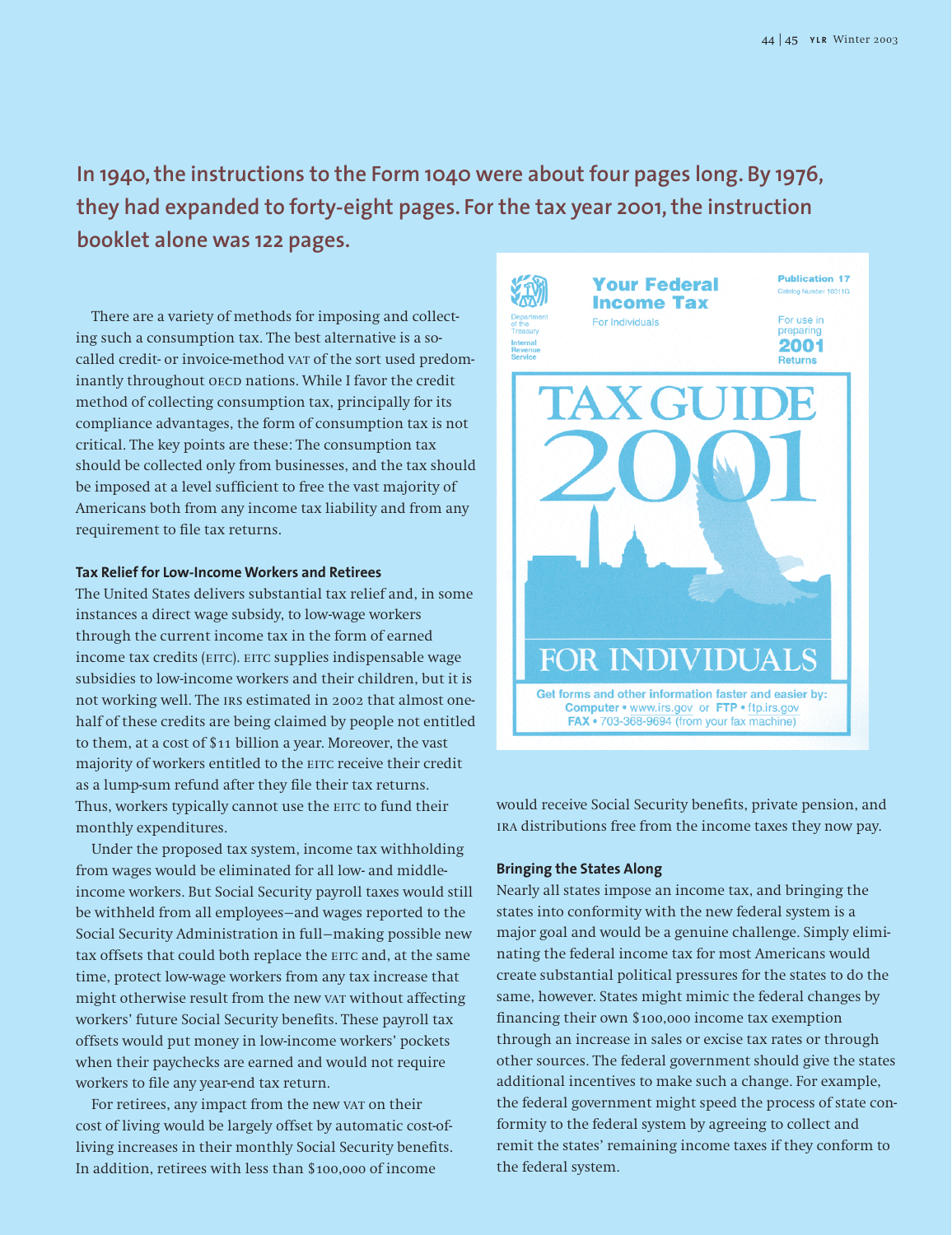**In 1940, the instructions to the Form 1040 were about four pages long. By 1976, they had expanded to forty-eight pages. For the tax year 2001, the instruction booklet alone was 122 pages.**

There are a variety of methods for imposing and collecting such a consumption tax. The best alternative is a so-called credit- or invoice-method VAT of the sort used predominantly throughout OECD nations. While I favor the credit method of collecting consumption tax, principally for its compliance advantages, the form of consumption tax is not critical. The key points are these: The consumption tax should be collected only from businesses, and the tax should be imposed at a level sufficient to free the vast majority of Americans both from any income tax liability and from any requirement to file tax returns.

#### Tax Relief for Low-Income Workers and Retirees

The United States delivers substantial tax relief and, in some instances a direct wage subsidy, to low-wage workers through the current income tax in the form of earned income tax credits (EITC). EITC supplies indispensable wage subsidies to low-income workers and their children, but it is not working well. The IRS estimated in 2002 that almost one-half of these credits are being claimed by people not entitled to them, at a cost of $11 billion a year. Moreover, the vast majority of workers entitled to the EITC receive their credit as a lump-sum refund after they file their tax returns. Thus, workers typically cannot use the EITC to fund their monthly expenditures.

Under the proposed tax system, income tax withholding from wages would be eliminated for all low- and middle-income workers. But Social Security payroll taxes would still be withheld from all employees—and wages reported to the Social Security Administration in full—making possible new tax offsets that could both replace the EITC and, at the same time, protect low-wage workers from any tax increase that might otherwise result from the new VAT without affecting workers' future Social Security benefits. These payroll tax offsets would put money in low-income workers' pockets when their paychecks are earned and would not require workers to file any year-end tax return.

For retirees, any impact from the new VAT on their cost of living would be largely offset by automatic cost-of-living increases in their monthly Social Security benefits. In addition, retirees with less than $100,000 of income would receive Social Security benefits, private pension, and IRA distributions free from the income taxes they now pay.

#### Bringing the States Along

Nearly all states impose an income tax, and bringing the states into conformity with the new federal system is a major goal and would be a genuine challenge. Simply eliminating the federal income tax for most Americans would create substantial political pressures for the states to do the same, however. States might mimic the federal changes by financing their own $100,000 income tax exemption through an increase in sales or excise tax rates or through other sources. The federal government should give the states additional incentives to make such a change. For example, the federal government might speed the process of state conformity to the federal system by agreeing to collect and remit the states' remaining income taxes if they conform to the federal system.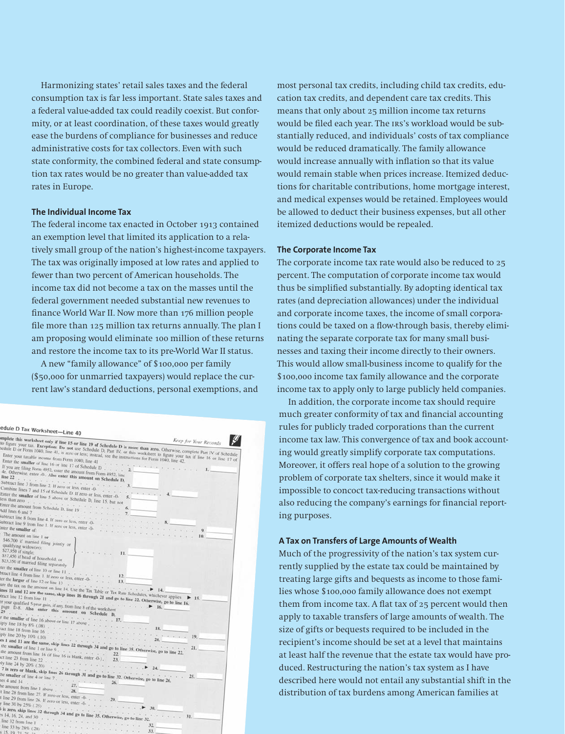Harmonizing states' retail sales taxes and the federal consumption tax is far less important. State sales taxes and a federal value-added tax could readily coexist. But conformity, or at least coordination, of these taxes would greatly ease the burdens of compliance for businesses and reduce administrative costs for tax collectors. Even with such state conformity, the combined federal and state consumption tax rates would be no greater than value-added tax rates in Europe.

### The Individual Income Tax

The federal income tax enacted in October 1913 contained an exemption level that limited its application to a relatively small group of the nation's highest-income taxpayers. The tax was originally imposed at low rates and applied to fewer than two percent of American households. The income tax did not become a tax on the masses until the federal government needed substantial new revenues to finance World War II. Now more than 176 million people file more than 125 million tax returns annually. The plan I am proposing would eliminate 100 million of these returns and restore the income tax to its pre-World War II status.

A new "family allowance" of $100,000 per family ($50,000 for unmarried taxpayers) would replace the current law's standard deductions, personal exemptions, and most personal tax credits, including child tax credits, education tax credits, and dependent care tax credits. This means that only about 25 million income tax returns would be filed each year. The IRS's workload would be substantially reduced, and individuals' costs of tax compliance would be reduced dramatically. The family allowance would increase annually with inflation so that its value would remain stable when prices increase. Itemized deductions for charitable contributions, home mortgage interest, and medical expenses would be retained. Employees would be allowed to deduct their business expenses, but all other itemized deductions would be repealed.

### The Corporate Income Tax

The corporate income tax rate would also be reduced to 25 percent. The computation of corporate income tax would thus be simplified substantially. By adopting identical tax rates (and depreciation allowances) under the individual and corporate income taxes, the income of small corporations could be taxed on a flow-through basis, thereby eliminating the separate corporate tax for many small businesses and taxing their income directly to their owners. This would allow small-business income to qualify for the $100,000 income tax family allowance and the corporate income tax to apply only to large publicly held companies.

In addition, the corporate income tax should require much greater conformity of tax and financial accounting rules for publicly traded corporations than the current income tax law. This convergence of tax and book accounting would greatly simplify corporate tax computations. Moreover, it offers real hope of a solution to the growing problem of corporate tax shelters, since it would make it impossible to concoct tax-reducing transactions without also reducing the company's earnings for financial reporting purposes.

### A Tax on Transfers of Large Amounts of Wealth

Much of the progressivity of the nation's tax system currently supplied by the estate tax could be maintained by treating large gifts and bequests as income to those families whose $100,000 family allowance does not exempt them from income tax. A flat tax of 25 percent would then apply to taxable transfers of large amounts of wealth. The size of gifts or bequests required to be included in the recipient's income should be set at a level that maintains at least half the revenue that the estate tax would have produced. Restructuring the nation's tax system as I have described here would not entail any substantial shift in the distribution of tax burdens among American families at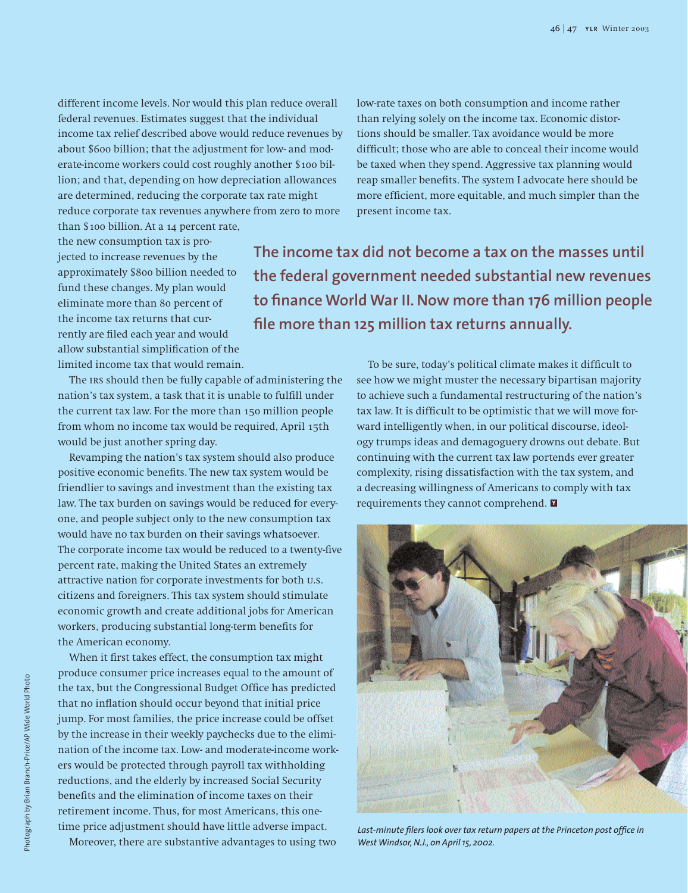different income levels. Nor would this plan reduce overall federal revenues. Estimates suggest that the individual income tax relief described above would reduce revenues by about $600 billion; that the adjustment for low- and moderate-income workers could cost roughly another $100 billion; and that, depending on how depreciation allowances are determined, reducing the corporate tax rate might reduce corporate tax revenues anywhere from zero to more than $100 billion. At a 14 percent rate, the new consumption tax is projected to increase revenues by the approximately $800 billion needed to fund these changes. My plan would eliminate more than 80 percent of the income tax returns that currently are filed each year and would allow substantial simplification of the limited income tax that would remain.

The IRS should then be fully capable of administering the nation's tax system, a task that it is unable to fulfill under the current tax law. For the more than 150 million people from whom no income tax would be required, April 15th would be just another spring day.

Revamping the nation's tax system should also produce positive economic benefits. The new tax system would be friendlier to savings and investment than the existing tax law. The tax burden on savings would be reduced for everyone, and people subject only to the new consumption tax would have no tax burden on their savings whatsoever. The corporate income tax would be reduced to a twenty-five percent rate, making the United States an extremely attractive nation for corporate investments for both U.S. citizens and foreigners. This tax system should stimulate economic growth and create additional jobs for American workers, producing substantial long-term benefits for the American economy.

When it first takes effect, the consumption tax might produce consumer price increases equal to the amount of the tax, but the Congressional Budget Office has predicted that no inflation should occur beyond that initial price jump. For most families, the price increase could be offset by the increase in their weekly paychecks due to the elimination of the income tax. Low- and moderate-income workers would be protected through payroll tax withholding reductions, and the elderly by increased Social Security benefits and the elimination of income taxes on their retirement income. Thus, for most Americans, this one-time price adjustment should have little adverse impact.

Moreover, there are substantive advantages to using two low-rate taxes on both consumption and income rather than relying solely on the income tax. Economic distortions should be smaller. Tax avoidance would be more difficult; those who are able to conceal their income would be taxed when they spend. Aggressive tax planning would reap smaller benefits. The system I advocate here should be more efficient, more equitable, and much simpler than the present income tax.

**The income tax did not become a tax on the masses until the federal government needed substantial new revenues to finance World War II. Now more than 176 million people file more than 125 million tax returns annually.**

To be sure, today's political climate makes it difficult to see how we might muster the necessary bipartisan majority to achieve such a fundamental restructuring of the nation's tax law. It is difficult to be optimistic that we will move forward intelligently when, in our political discourse, ideology trumps ideas and demagoguery drowns out debate. But continuing with the current tax law portends ever greater complexity, rising dissatisfaction with the tax system, and a decreasing willingness of Americans to comply with tax requirements they cannot comprehend.

*Last-minute filers look over tax return papers at the Princeton post office in West Windsor, N.J., on April 15, 2002.*

Photograph by Brian Branch-Price/AP Wide World Photo